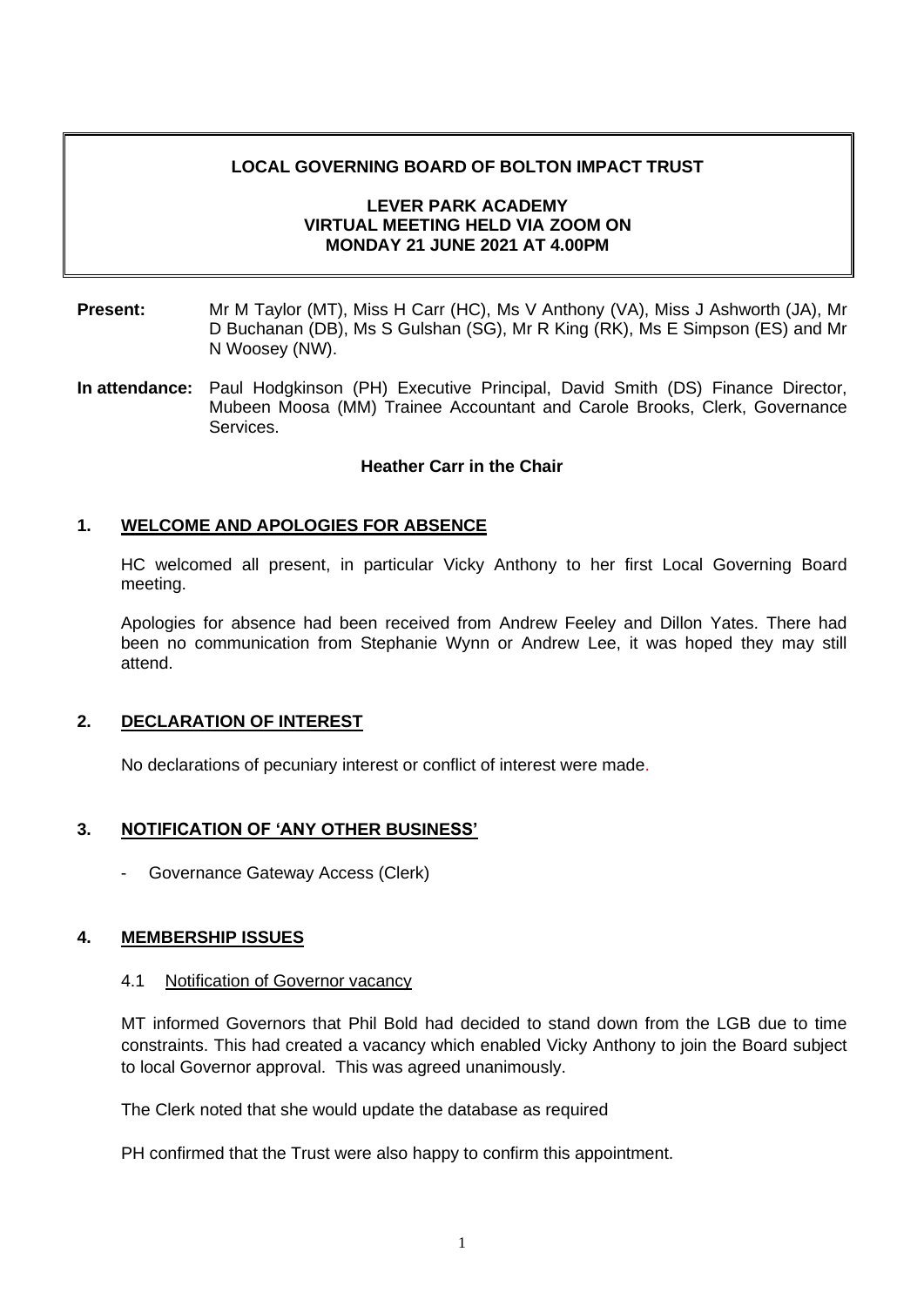**LOCAL GOVERNING BOARD OF BOLTON IMPACT TRUST**

**LEVER PARK ACADEMY**
**VIRTUAL MEETING HELD VIA ZOOM ON**
**MONDAY 21 JUNE 2021 AT 4.00PM**

**Present:** Mr M Taylor (MT), Miss H Carr (HC), Ms V Anthony (VA), Miss J Ashworth (JA), Mr D Buchanan (DB), Ms S Gulshan (SG), Mr R King (RK), Ms E Simpson (ES) and Mr N Woosey (NW).

**In attendance:** Paul Hodgkinson (PH) Executive Principal, David Smith (DS) Finance Director, Mubeen Moosa (MM) Trainee Accountant and Carole Brooks, Clerk, Governance Services.

**Heather Carr in the Chair**

## 1. WELCOME AND APOLOGIES FOR ABSENCE

HC welcomed all present, in particular Vicky Anthony to her first Local Governing Board meeting.

Apologies for absence had been received from Andrew Feeley and Dillon Yates. There had been no communication from Stephanie Wynn or Andrew Lee, it was hoped they may still attend.

## 2. DECLARATION OF INTEREST

No declarations of pecuniary interest or conflict of interest were made.

## 3. NOTIFICATION OF 'ANY OTHER BUSINESS'

- Governance Gateway Access (Clerk)

## 4. MEMBERSHIP ISSUES

### 4.1 Notification of Governor vacancy

MT informed Governors that Phil Bold had decided to stand down from the LGB due to time constraints. This had created a vacancy which enabled Vicky Anthony to join the Board subject to local Governor approval. This was agreed unanimously.

The Clerk noted that she would update the database as required

PH confirmed that the Trust were also happy to confirm this appointment.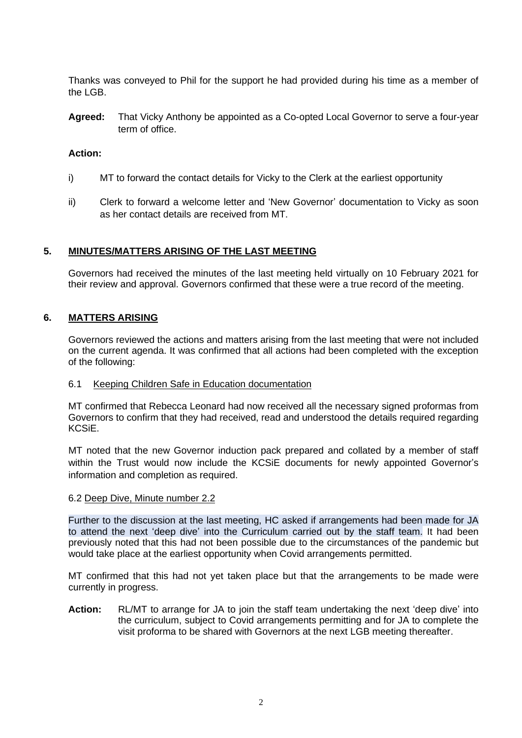Thanks was conveyed to Phil for the support he had provided during his time as a member of the LGB.

**Agreed:** That Vicky Anthony be appointed as a Co-opted Local Governor to serve a four-year term of office.

**Action:**

i) MT to forward the contact details for Vicky to the Clerk at the earliest opportunity

ii) Clerk to forward a welcome letter and 'New Governor' documentation to Vicky as soon as her contact details are received from MT.

## 5. <u>MINUTES/MATTERS ARISING OF THE LAST MEETING</u>

Governors had received the minutes of the last meeting held virtually on 10 February 2021 for their review and approval. Governors confirmed that these were a true record of the meeting.

## 6. <u>MATTERS ARISING</u>

Governors reviewed the actions and matters arising from the last meeting that were not included on the current agenda. It was confirmed that all actions had been completed with the exception of the following:

6.1 <u>Keeping Children Safe in Education documentation</u>

MT confirmed that Rebecca Leonard had now received all the necessary signed proformas from Governors to confirm that they had received, read and understood the details required regarding KCSiE.

MT noted that the new Governor induction pack prepared and collated by a member of staff within the Trust would now include the KCSiE documents for newly appointed Governor's information and completion as required.

6.2 <u>Deep Dive, Minute number 2.2</u>

Further to the discussion at the last meeting, HC asked if arrangements had been made for JA to attend the next 'deep dive' into the Curriculum carried out by the staff team. It had been previously noted that this had not been possible due to the circumstances of the pandemic but would take place at the earliest opportunity when Covid arrangements permitted.

MT confirmed that this had not yet taken place but that the arrangements to be made were currently in progress.

**Action:** RL/MT to arrange for JA to join the staff team undertaking the next 'deep dive' into the curriculum, subject to Covid arrangements permitting and for JA to complete the visit proforma to be shared with Governors at the next LGB meeting thereafter.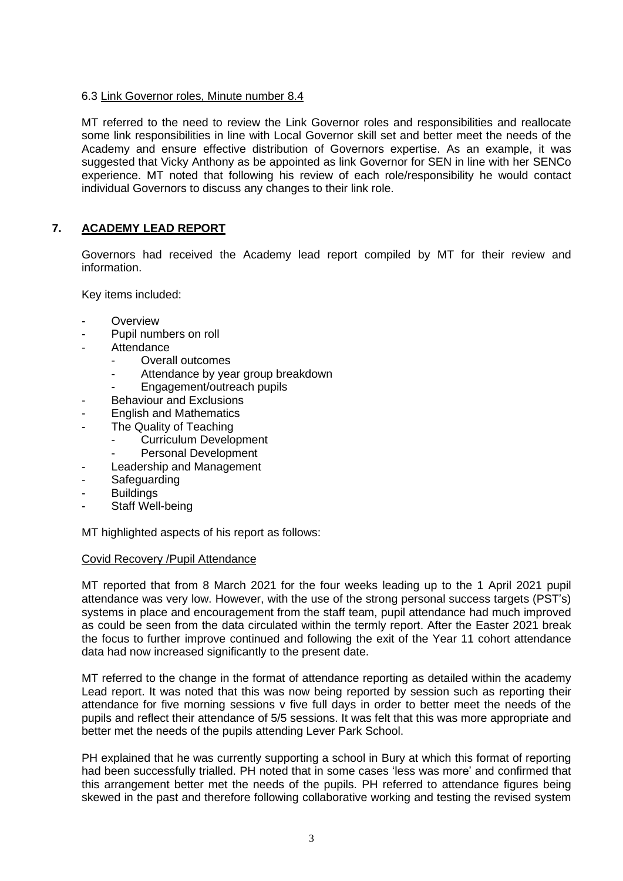6.3 Link Governor roles, Minute number 8.4

MT referred to the need to review the Link Governor roles and responsibilities and reallocate some link responsibilities in line with Local Governor skill set and better meet the needs of the Academy and ensure effective distribution of Governors expertise. As an example, it was suggested that Vicky Anthony as be appointed as link Governor for SEN in line with her SENCo experience. MT noted that following his review of each role/responsibility he would contact individual Governors to discuss any changes to their link role.

## 7. ACADEMY LEAD REPORT

Governors had received the Academy lead report compiled by MT for their review and information.

Key items included:

- Overview
- Pupil numbers on roll
- Attendance
  - Overall outcomes
  - Attendance by year group breakdown
  - Engagement/outreach pupils
- Behaviour and Exclusions
- English and Mathematics
- The Quality of Teaching
  - Curriculum Development
  - Personal Development
- Leadership and Management
- Safeguarding
- Buildings
- Staff Well-being

MT highlighted aspects of his report as follows:

Covid Recovery /Pupil Attendance

MT reported that from 8 March 2021 for the four weeks leading up to the 1 April 2021 pupil attendance was very low. However, with the use of the strong personal success targets (PST's) systems in place and encouragement from the staff team, pupil attendance had much improved as could be seen from the data circulated within the termly report. After the Easter 2021 break the focus to further improve continued and following the exit of the Year 11 cohort attendance data had now increased significantly to the present date.

MT referred to the change in the format of attendance reporting as detailed within the academy Lead report. It was noted that this was now being reported by session such as reporting their attendance for five morning sessions v five full days in order to better meet the needs of the pupils and reflect their attendance of 5/5 sessions. It was felt that this was more appropriate and better met the needs of the pupils attending Lever Park School.

PH explained that he was currently supporting a school in Bury at which this format of reporting had been successfully trialled. PH noted that in some cases 'less was more' and confirmed that this arrangement better met the needs of the pupils. PH referred to attendance figures being skewed in the past and therefore following collaborative working and testing the revised system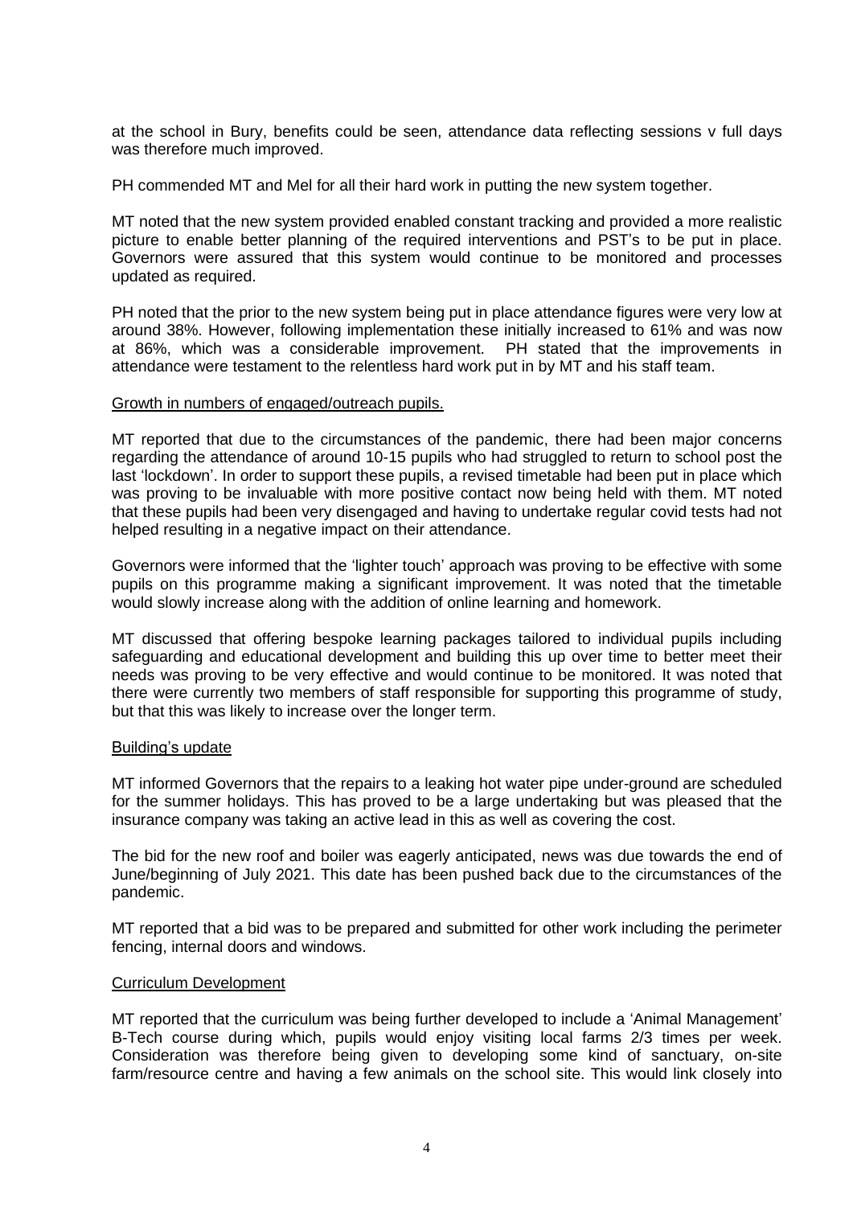at the school in Bury, benefits could be seen, attendance data reflecting sessions v full days was therefore much improved.

PH commended MT and Mel for all their hard work in putting the new system together.

MT noted that the new system provided enabled constant tracking and provided a more realistic picture to enable better planning of the required interventions and PST's to be put in place. Governors were assured that this system would continue to be monitored and processes updated as required.

PH noted that the prior to the new system being put in place attendance figures were very low at around 38%. However, following implementation these initially increased to 61% and was now at 86%, which was a considerable improvement. PH stated that the improvements in attendance were testament to the relentless hard work put in by MT and his staff team.

Growth in numbers of engaged/outreach pupils.

MT reported that due to the circumstances of the pandemic, there had been major concerns regarding the attendance of around 10-15 pupils who had struggled to return to school post the last 'lockdown'. In order to support these pupils, a revised timetable had been put in place which was proving to be invaluable with more positive contact now being held with them. MT noted that these pupils had been very disengaged and having to undertake regular covid tests had not helped resulting in a negative impact on their attendance.

Governors were informed that the 'lighter touch' approach was proving to be effective with some pupils on this programme making a significant improvement. It was noted that the timetable would slowly increase along with the addition of online learning and homework.

MT discussed that offering bespoke learning packages tailored to individual pupils including safeguarding and educational development and building this up over time to better meet their needs was proving to be very effective and would continue to be monitored. It was noted that there were currently two members of staff responsible for supporting this programme of study, but that this was likely to increase over the longer term.

Building's update

MT informed Governors that the repairs to a leaking hot water pipe under-ground are scheduled for the summer holidays. This has proved to be a large undertaking but was pleased that the insurance company was taking an active lead in this as well as covering the cost.

The bid for the new roof and boiler was eagerly anticipated, news was due towards the end of June/beginning of July 2021. This date has been pushed back due to the circumstances of the pandemic.

MT reported that a bid was to be prepared and submitted for other work including the perimeter fencing, internal doors and windows.

Curriculum Development

MT reported that the curriculum was being further developed to include a 'Animal Management' B-Tech course during which, pupils would enjoy visiting local farms 2/3 times per week. Consideration was therefore being given to developing some kind of sanctuary, on-site farm/resource centre and having a few animals on the school site. This would link closely into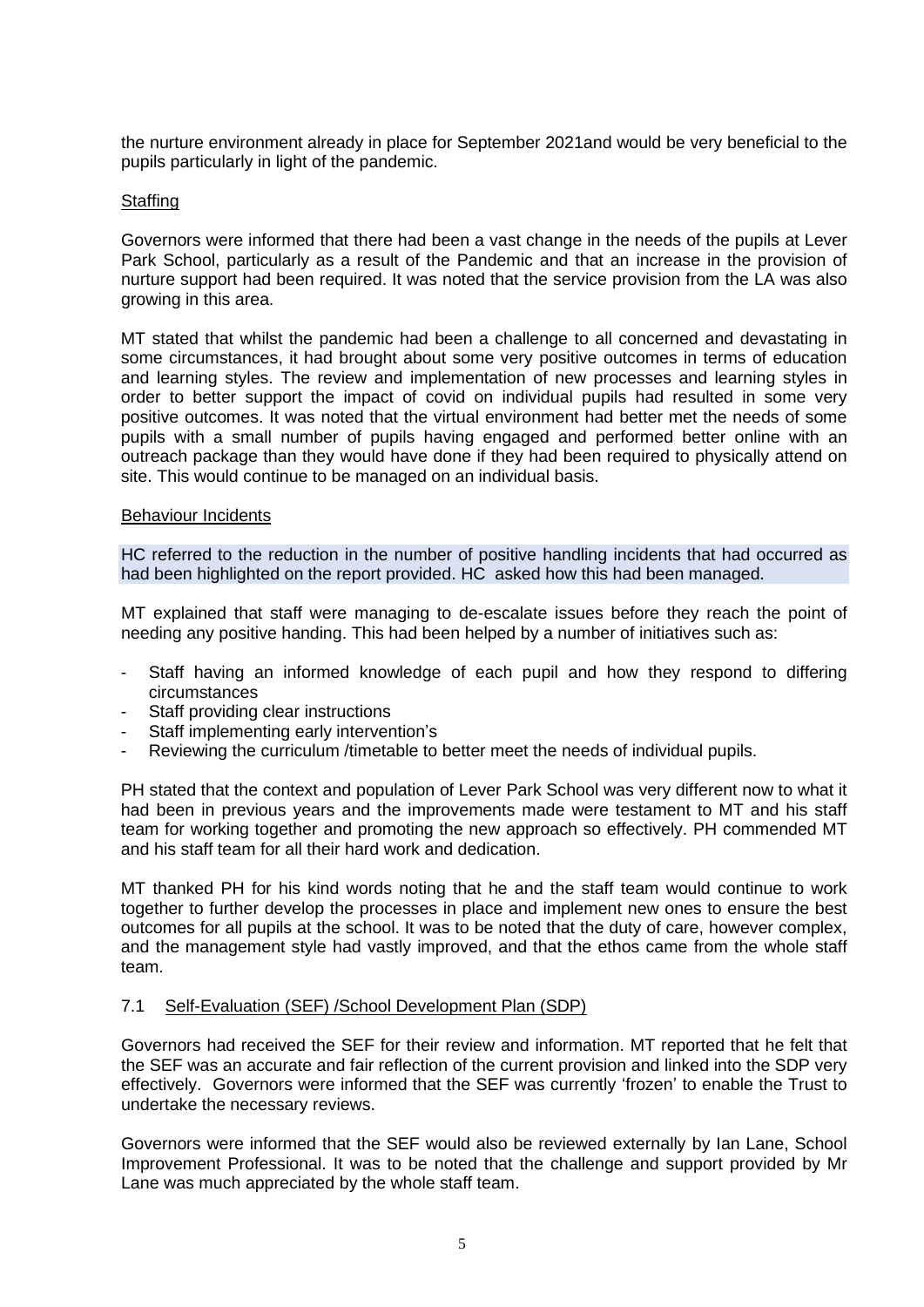the nurture environment already in place for September 2021and would be very beneficial to the pupils particularly in light of the pandemic.

Staffing

Governors were informed that there had been a vast change in the needs of the pupils at Lever Park School, particularly as a result of the Pandemic and that an increase in the provision of nurture support had been required. It was noted that the service provision from the LA was also growing in this area.

MT stated that whilst the pandemic had been a challenge to all concerned and devastating in some circumstances, it had brought about some very positive outcomes in terms of education and learning styles. The review and implementation of new processes and learning styles in order to better support the impact of covid on individual pupils had resulted in some very positive outcomes. It was noted that the virtual environment had better met the needs of some pupils with a small number of pupils having engaged and performed better online with an outreach package than they would have done if they had been required to physically attend on site. This would continue to be managed on an individual basis.

Behaviour Incidents

HC referred to the reduction in the number of positive handling incidents that had occurred as had been highlighted on the report provided. HC asked how this had been managed.

MT explained that staff were managing to de-escalate issues before they reach the point of needing any positive handing. This had been helped by a number of initiatives such as:

- Staff having an informed knowledge of each pupil and how they respond to differing circumstances
- Staff providing clear instructions
- Staff implementing early intervention's
- Reviewing the curriculum /timetable to better meet the needs of individual pupils.

PH stated that the context and population of Lever Park School was very different now to what it had been in previous years and the improvements made were testament to MT and his staff team for working together and promoting the new approach so effectively. PH commended MT and his staff team for all their hard work and dedication.

MT thanked PH for his kind words noting that he and the staff team would continue to work together to further develop the processes in place and implement new ones to ensure the best outcomes for all pupils at the school. It was to be noted that the duty of care, however complex, and the management style had vastly improved, and that the ethos came from the whole staff team.

7.1 Self-Evaluation (SEF) /School Development Plan (SDP)

Governors had received the SEF for their review and information. MT reported that he felt that the SEF was an accurate and fair reflection of the current provision and linked into the SDP very effectively. Governors were informed that the SEF was currently 'frozen' to enable the Trust to undertake the necessary reviews.

Governors were informed that the SEF would also be reviewed externally by Ian Lane, School Improvement Professional. It was to be noted that the challenge and support provided by Mr Lane was much appreciated by the whole staff team.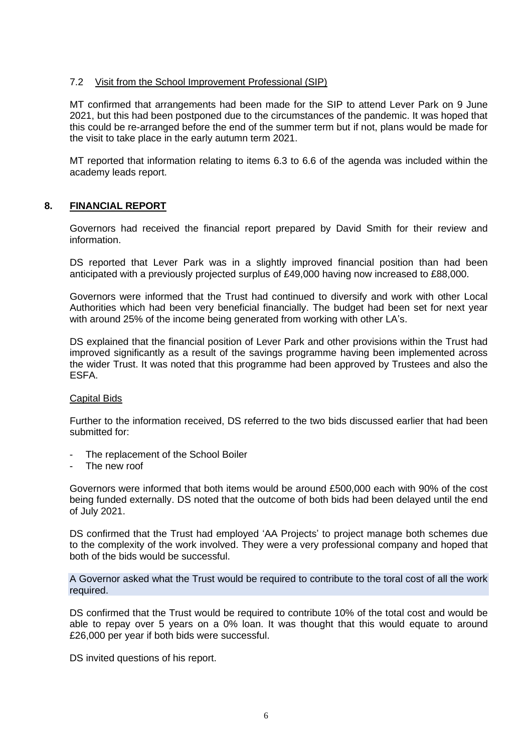### 7.2 Visit from the School Improvement Professional (SIP)

MT confirmed that arrangements had been made for the SIP to attend Lever Park on 9 June 2021, but this had been postponed due to the circumstances of the pandemic. It was hoped that this could be re-arranged before the end of the summer term but if not, plans would be made for the visit to take place in the early autumn term 2021.

MT reported that information relating to items 6.3 to 6.6 of the agenda was included within the academy leads report.

## 8. FINANCIAL REPORT

Governors had received the financial report prepared by David Smith for their review and information.

DS reported that Lever Park was in a slightly improved financial position than had been anticipated with a previously projected surplus of £49,000 having now increased to £88,000.

Governors were informed that the Trust had continued to diversify and work with other Local Authorities which had been very beneficial financially. The budget had been set for next year with around 25% of the income being generated from working with other LA's.

DS explained that the financial position of Lever Park and other provisions within the Trust had improved significantly as a result of the savings programme having been implemented across the wider Trust. It was noted that this programme had been approved by Trustees and also the ESFA.

### Capital Bids

Further to the information received, DS referred to the two bids discussed earlier that had been submitted for:

- The replacement of the School Boiler
- The new roof

Governors were informed that both items would be around £500,000 each with 90% of the cost being funded externally. DS noted that the outcome of both bids had been delayed until the end of July 2021.

DS confirmed that the Trust had employed 'AA Projects' to project manage both schemes due to the complexity of the work involved. They were a very professional company and hoped that both of the bids would be successful.

A Governor asked what the Trust would be required to contribute to the toral cost of all the work required.

DS confirmed that the Trust would be required to contribute 10% of the total cost and would be able to repay over 5 years on a 0% loan. It was thought that this would equate to around £26,000 per year if both bids were successful.

DS invited questions of his report.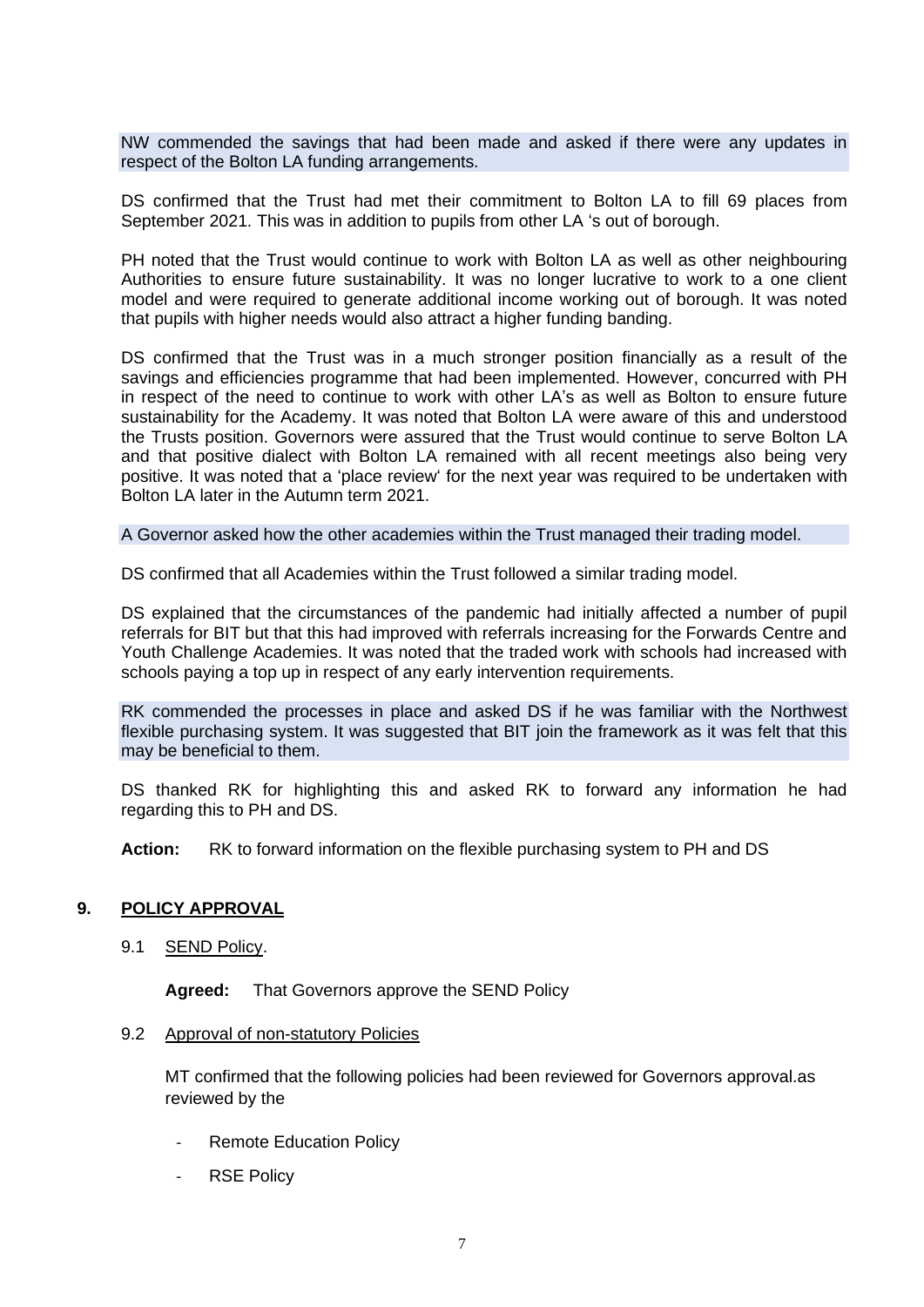NW commended the savings that had been made and asked if there were any updates in respect of the Bolton LA funding arrangements.

DS confirmed that the Trust had met their commitment to Bolton LA to fill 69 places from September 2021. This was in addition to pupils from other LA 's out of borough.

PH noted that the Trust would continue to work with Bolton LA as well as other neighbouring Authorities to ensure future sustainability. It was no longer lucrative to work to a one client model and were required to generate additional income working out of borough. It was noted that pupils with higher needs would also attract a higher funding banding.

DS confirmed that the Trust was in a much stronger position financially as a result of the savings and efficiencies programme that had been implemented. However, concurred with PH in respect of the need to continue to work with other LA's as well as Bolton to ensure future sustainability for the Academy. It was noted that Bolton LA were aware of this and understood the Trusts position. Governors were assured that the Trust would continue to serve Bolton LA and that positive dialect with Bolton LA remained with all recent meetings also being very positive. It was noted that a 'place review' for the next year was required to be undertaken with Bolton LA later in the Autumn term 2021.

A Governor asked how the other academies within the Trust managed their trading model.

DS confirmed that all Academies within the Trust followed a similar trading model.

DS explained that the circumstances of the pandemic had initially affected a number of pupil referrals for BIT but that this had improved with referrals increasing for the Forwards Centre and Youth Challenge Academies. It was noted that the traded work with schools had increased with schools paying a top up in respect of any early intervention requirements.

RK commended the processes in place and asked DS if he was familiar with the Northwest flexible purchasing system. It was suggested that BIT join the framework as it was felt that this may be beneficial to them.

DS thanked RK for highlighting this and asked RK to forward any information he had regarding this to PH and DS.

**Action:** RK to forward information on the flexible purchasing system to PH and DS

## 9. POLICY APPROVAL

9.1 SEND Policy.

**Agreed:** That Governors approve the SEND Policy

9.2 Approval of non-statutory Policies

MT confirmed that the following policies had been reviewed for Governors approval.as reviewed by the

- Remote Education Policy
- RSE Policy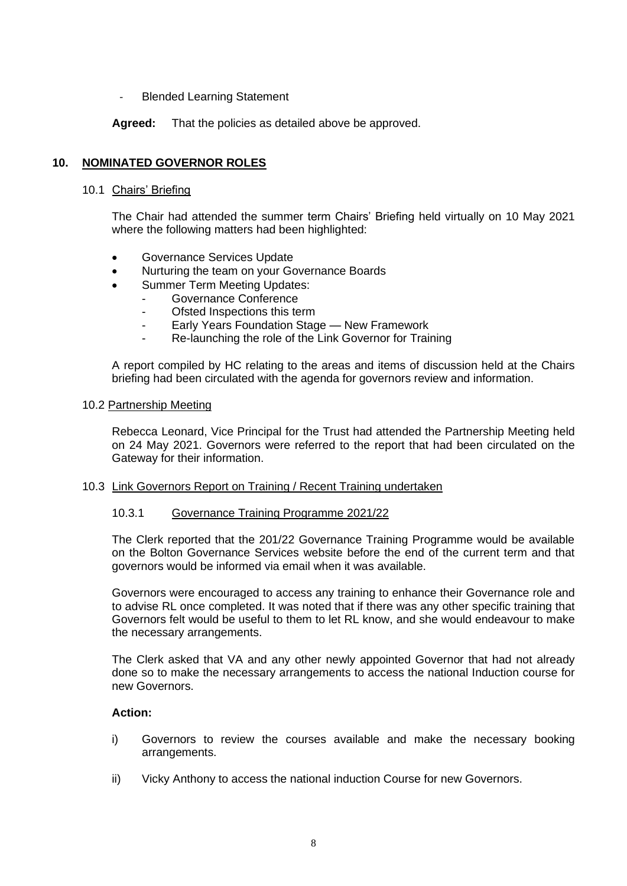- Blended Learning Statement

**Agreed:** That the policies as detailed above be approved.

## 10. NOMINATED GOVERNOR ROLES

### 10.1 Chairs' Briefing

The Chair had attended the summer term Chairs' Briefing held virtually on 10 May 2021 where the following matters had been highlighted:

- Governance Services Update
- Nurturing the team on your Governance Boards
- Summer Term Meeting Updates:
  - Governance Conference
  - Ofsted Inspections this term
  - Early Years Foundation Stage — New Framework
  - Re-launching the role of the Link Governor for Training

A report compiled by HC relating to the areas and items of discussion held at the Chairs briefing had been circulated with the agenda for governors review and information.

### 10.2 Partnership Meeting

Rebecca Leonard, Vice Principal for the Trust had attended the Partnership Meeting held on 24 May 2021. Governors were referred to the report that had been circulated on the Gateway for their information.

### 10.3 Link Governors Report on Training / Recent Training undertaken

#### 10.3.1 Governance Training Programme 2021/22

The Clerk reported that the 201/22 Governance Training Programme would be available on the Bolton Governance Services website before the end of the current term and that governors would be informed via email when it was available.

Governors were encouraged to access any training to enhance their Governance role and to advise RL once completed. It was noted that if there was any other specific training that Governors felt would be useful to them to let RL know, and she would endeavour to make the necessary arrangements.

The Clerk asked that VA and any other newly appointed Governor that had not already done so to make the necessary arrangements to access the national Induction course for new Governors.

**Action:**

i) Governors to review the courses available and make the necessary booking arrangements.

ii) Vicky Anthony to access the national induction Course for new Governors.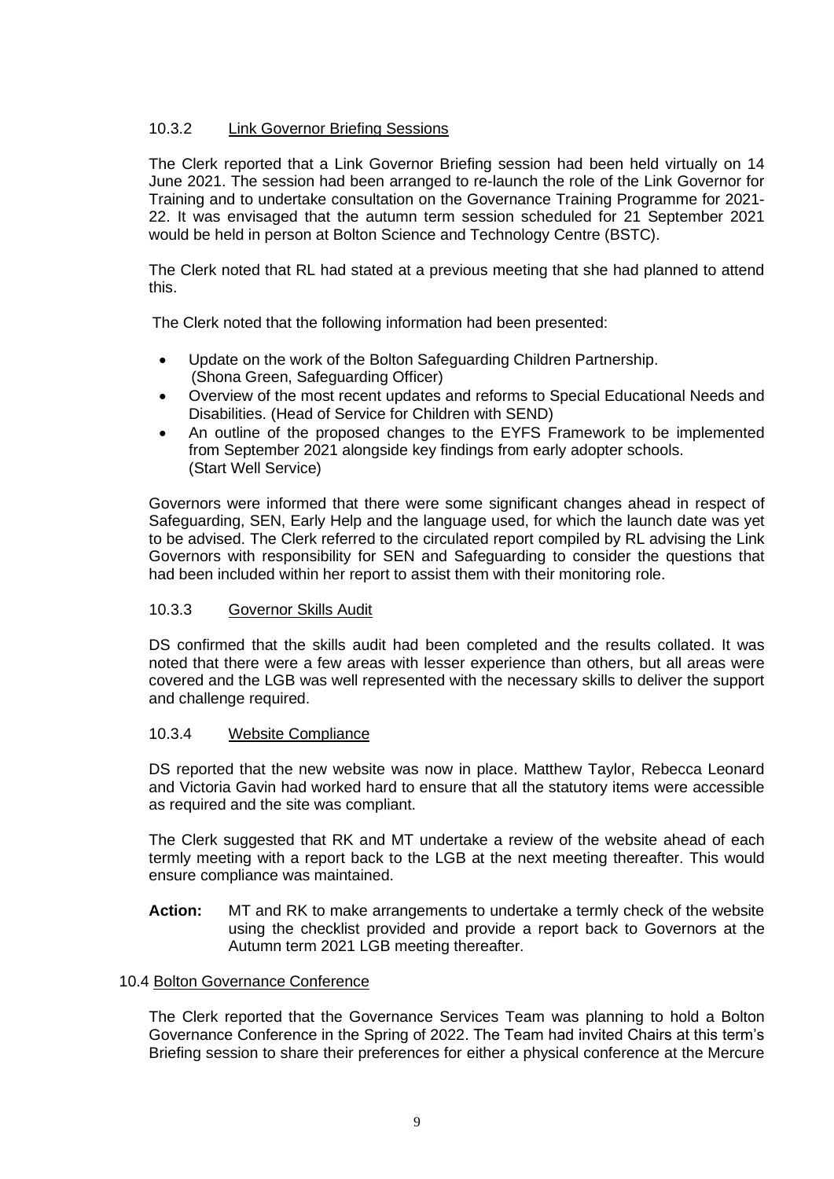#### 10.3.2 Link Governor Briefing Sessions

The Clerk reported that a Link Governor Briefing session had been held virtually on 14 June 2021. The session had been arranged to re-launch the role of the Link Governor for Training and to undertake consultation on the Governance Training Programme for 2021-22. It was envisaged that the autumn term session scheduled for 21 September 2021 would be held in person at Bolton Science and Technology Centre (BSTC).

The Clerk noted that RL had stated at a previous meeting that she had planned to attend this.

The Clerk noted that the following information had been presented:

- Update on the work of the Bolton Safeguarding Children Partnership. (Shona Green, Safeguarding Officer)
- Overview of the most recent updates and reforms to Special Educational Needs and Disabilities. (Head of Service for Children with SEND)
- An outline of the proposed changes to the EYFS Framework to be implemented from September 2021 alongside key findings from early adopter schools. (Start Well Service)

Governors were informed that there were some significant changes ahead in respect of Safeguarding, SEN, Early Help and the language used, for which the launch date was yet to be advised. The Clerk referred to the circulated report compiled by RL advising the Link Governors with responsibility for SEN and Safeguarding to consider the questions that had been included within her report to assist them with their monitoring role.

#### 10.3.3 Governor Skills Audit

DS confirmed that the skills audit had been completed and the results collated. It was noted that there were a few areas with lesser experience than others, but all areas were covered and the LGB was well represented with the necessary skills to deliver the support and challenge required.

#### 10.3.4 Website Compliance

DS reported that the new website was now in place. Matthew Taylor, Rebecca Leonard and Victoria Gavin had worked hard to ensure that all the statutory items were accessible as required and the site was compliant.

The Clerk suggested that RK and MT undertake a review of the website ahead of each termly meeting with a report back to the LGB at the next meeting thereafter. This would ensure compliance was maintained.

**Action:** MT and RK to make arrangements to undertake a termly check of the website using the checklist provided and provide a report back to Governors at the Autumn term 2021 LGB meeting thereafter.

### 10.4 Bolton Governance Conference

The Clerk reported that the Governance Services Team was planning to hold a Bolton Governance Conference in the Spring of 2022. The Team had invited Chairs at this term's Briefing session to share their preferences for either a physical conference at the Mercure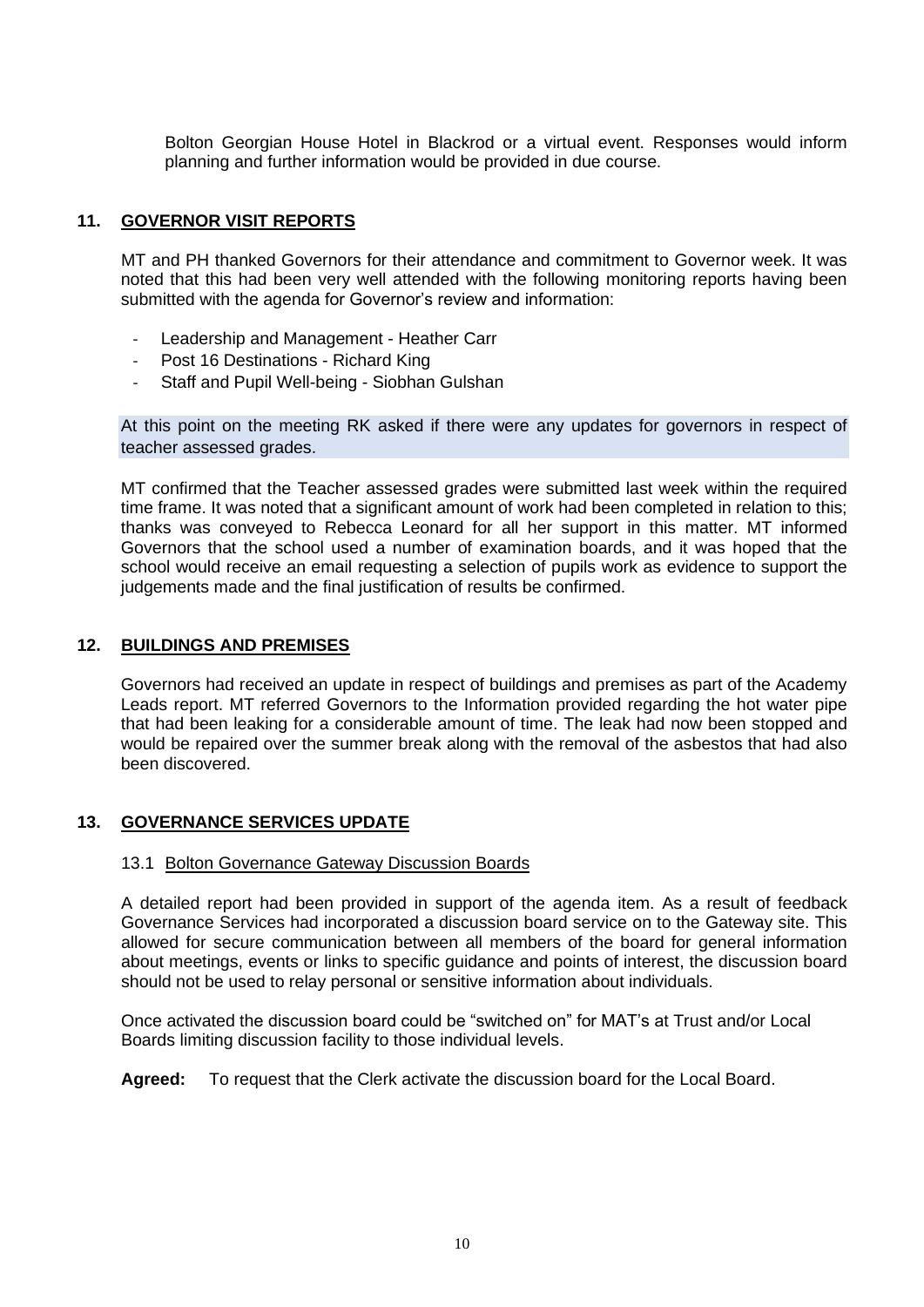Bolton Georgian House Hotel in Blackrod or a virtual event. Responses would inform planning and further information would be provided in due course.

## 11. GOVERNOR VISIT REPORTS

MT and PH thanked Governors for their attendance and commitment to Governor week. It was noted that this had been very well attended with the following monitoring reports having been submitted with the agenda for Governor's review and information:

- Leadership and Management - Heather Carr
- Post 16 Destinations - Richard King
- Staff and Pupil Well-being - Siobhan Gulshan

At this point on the meeting RK asked if there were any updates for governors in respect of teacher assessed grades.

MT confirmed that the Teacher assessed grades were submitted last week within the required time frame. It was noted that a significant amount of work had been completed in relation to this; thanks was conveyed to Rebecca Leonard for all her support in this matter. MT informed Governors that the school used a number of examination boards, and it was hoped that the school would receive an email requesting a selection of pupils work as evidence to support the judgements made and the final justification of results be confirmed.

## 12. BUILDINGS AND PREMISES

Governors had received an update in respect of buildings and premises as part of the Academy Leads report. MT referred Governors to the Information provided regarding the hot water pipe that had been leaking for a considerable amount of time. The leak had now been stopped and would be repaired over the summer break along with the removal of the asbestos that had also been discovered.

## 13. GOVERNANCE SERVICES UPDATE

### 13.1 Bolton Governance Gateway Discussion Boards

A detailed report had been provided in support of the agenda item. As a result of feedback Governance Services had incorporated a discussion board service on to the Gateway site. This allowed for secure communication between all members of the board for general information about meetings, events or links to specific guidance and points of interest, the discussion board should not be used to relay personal or sensitive information about individuals.

Once activated the discussion board could be "switched on" for MAT's at Trust and/or Local Boards limiting discussion facility to those individual levels.

**Agreed:** To request that the Clerk activate the discussion board for the Local Board.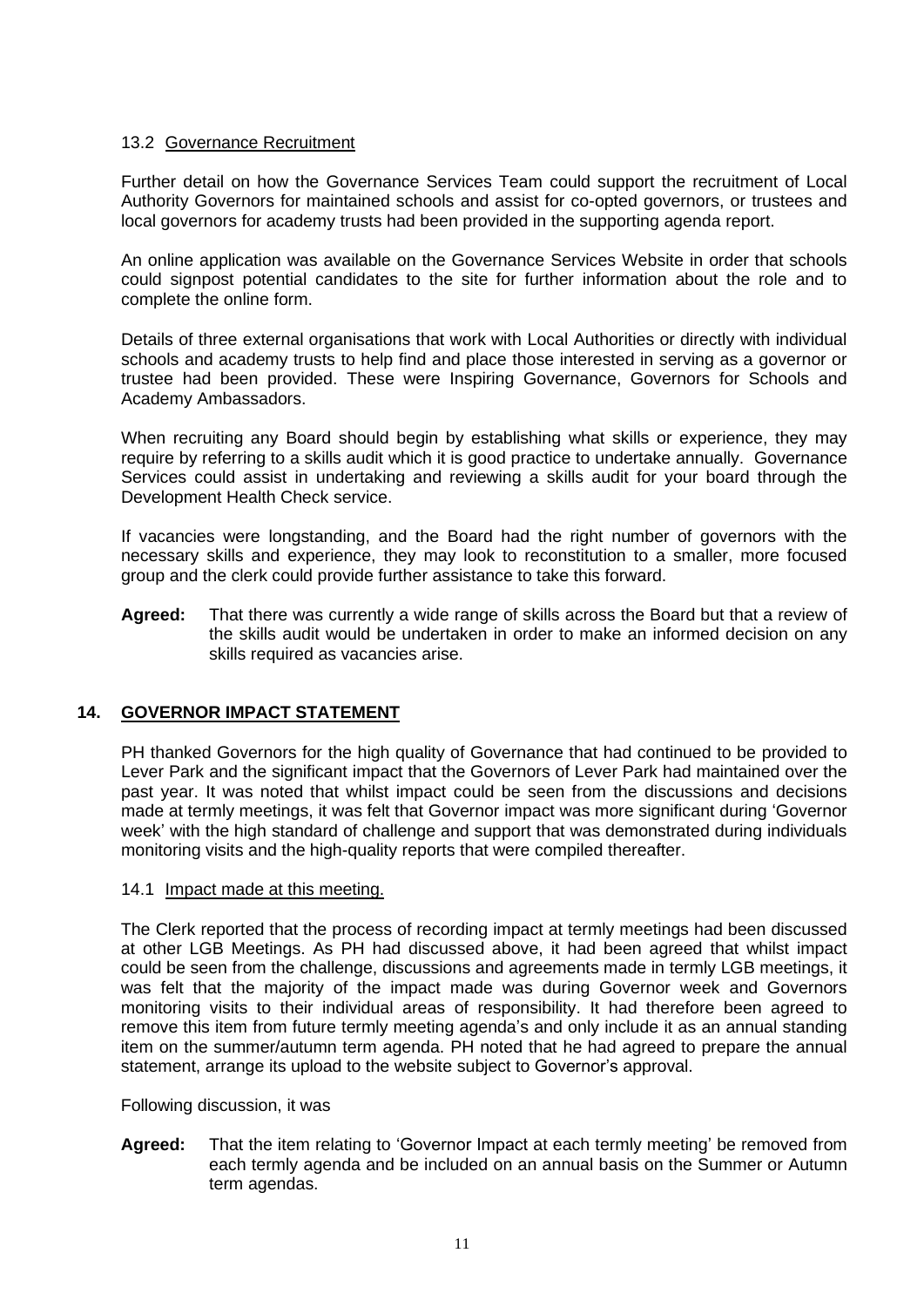### 13.2 Governance Recruitment

Further detail on how the Governance Services Team could support the recruitment of Local Authority Governors for maintained schools and assist for co-opted governors, or trustees and local governors for academy trusts had been provided in the supporting agenda report.

An online application was available on the Governance Services Website in order that schools could signpost potential candidates to the site for further information about the role and to complete the online form.

Details of three external organisations that work with Local Authorities or directly with individual schools and academy trusts to help find and place those interested in serving as a governor or trustee had been provided. These were Inspiring Governance, Governors for Schools and Academy Ambassadors.

When recruiting any Board should begin by establishing what skills or experience, they may require by referring to a skills audit which it is good practice to undertake annually. Governance Services could assist in undertaking and reviewing a skills audit for your board through the Development Health Check service.

If vacancies were longstanding, and the Board had the right number of governors with the necessary skills and experience, they may look to reconstitution to a smaller, more focused group and the clerk could provide further assistance to take this forward.

**Agreed:** That there was currently a wide range of skills across the Board but that a review of the skills audit would be undertaken in order to make an informed decision on any skills required as vacancies arise.

## 14. GOVERNOR IMPACT STATEMENT

PH thanked Governors for the high quality of Governance that had continued to be provided to Lever Park and the significant impact that the Governors of Lever Park had maintained over the past year. It was noted that whilst impact could be seen from the discussions and decisions made at termly meetings, it was felt that Governor impact was more significant during 'Governor week' with the high standard of challenge and support that was demonstrated during individuals monitoring visits and the high-quality reports that were compiled thereafter.

### 14.1 Impact made at this meeting.

The Clerk reported that the process of recording impact at termly meetings had been discussed at other LGB Meetings. As PH had discussed above, it had been agreed that whilst impact could be seen from the challenge, discussions and agreements made in termly LGB meetings, it was felt that the majority of the impact made was during Governor week and Governors monitoring visits to their individual areas of responsibility. It had therefore been agreed to remove this item from future termly meeting agenda's and only include it as an annual standing item on the summer/autumn term agenda. PH noted that he had agreed to prepare the annual statement, arrange its upload to the website subject to Governor's approval.

Following discussion, it was

**Agreed:** That the item relating to 'Governor Impact at each termly meeting' be removed from each termly agenda and be included on an annual basis on the Summer or Autumn term agendas.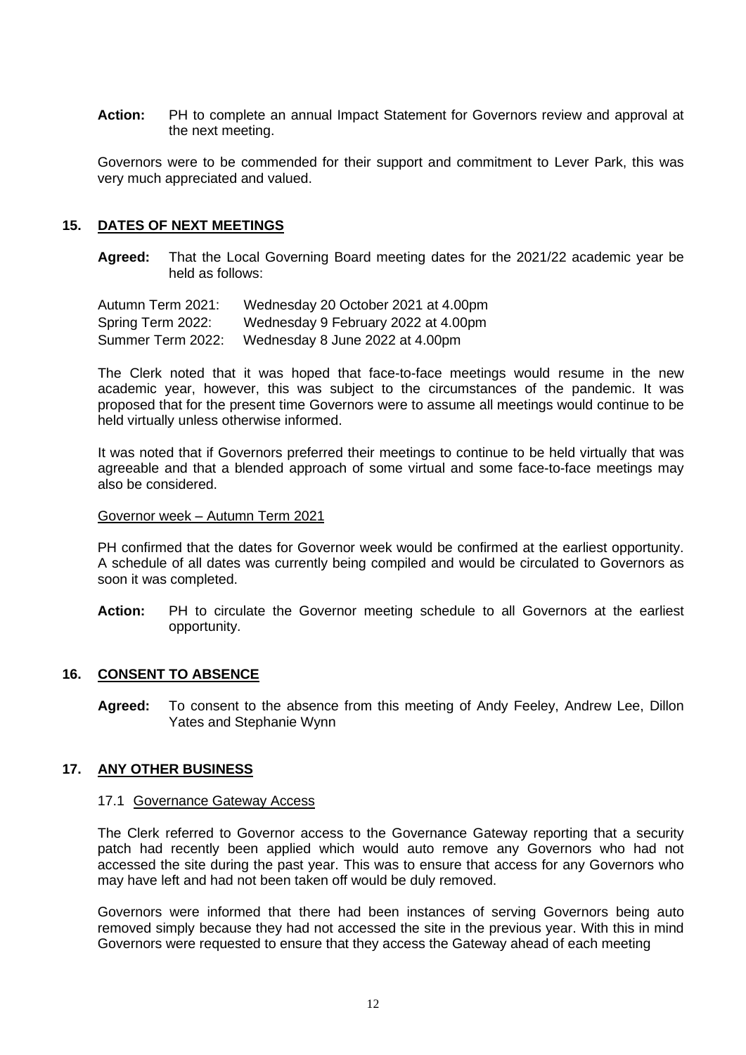**Action:** PH to complete an annual Impact Statement for Governors review and approval at the next meeting.

Governors were to be commended for their support and commitment to Lever Park, this was very much appreciated and valued.

## 15. DATES OF NEXT MEETINGS

**Agreed:** That the Local Governing Board meeting dates for the 2021/22 academic year be held as follows:

Autumn Term 2021: Wednesday 20 October 2021 at 4.00pm
Spring Term 2022: Wednesday 9 February 2022 at 4.00pm
Summer Term 2022: Wednesday 8 June 2022 at 4.00pm

The Clerk noted that it was hoped that face-to-face meetings would resume in the new academic year, however, this was subject to the circumstances of the pandemic. It was proposed that for the present time Governors were to assume all meetings would continue to be held virtually unless otherwise informed.

It was noted that if Governors preferred their meetings to continue to be held virtually that was agreeable and that a blended approach of some virtual and some face-to-face meetings may also be considered.

Governor week – Autumn Term 2021

PH confirmed that the dates for Governor week would be confirmed at the earliest opportunity. A schedule of all dates was currently being compiled and would be circulated to Governors as soon it was completed.

**Action:** PH to circulate the Governor meeting schedule to all Governors at the earliest opportunity.

## 16. CONSENT TO ABSENCE

**Agreed:** To consent to the absence from this meeting of Andy Feeley, Andrew Lee, Dillon Yates and Stephanie Wynn

## 17. ANY OTHER BUSINESS

17.1 Governance Gateway Access

The Clerk referred to Governor access to the Governance Gateway reporting that a security patch had recently been applied which would auto remove any Governors who had not accessed the site during the past year. This was to ensure that access for any Governors who may have left and had not been taken off would be duly removed.

Governors were informed that there had been instances of serving Governors being auto removed simply because they had not accessed the site in the previous year. With this in mind Governors were requested to ensure that they access the Gateway ahead of each meeting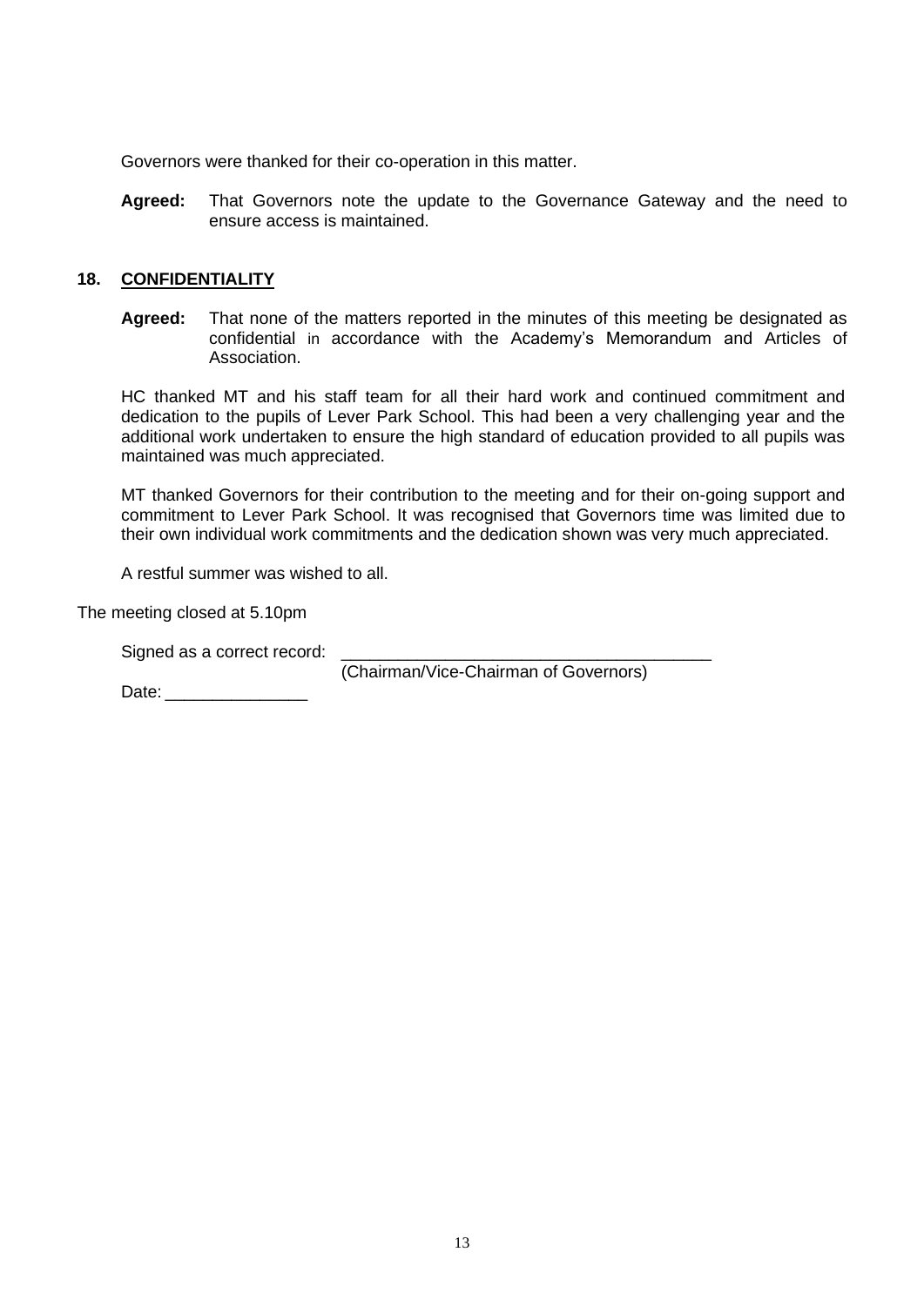Governors were thanked for their co-operation in this matter.

**Agreed:** That Governors note the update to the Governance Gateway and the need to ensure access is maintained.

## 18. CONFIDENTIALITY

**Agreed:** That none of the matters reported in the minutes of this meeting be designated as confidential in accordance with the Academy's Memorandum and Articles of Association.

HC thanked MT and his staff team for all their hard work and continued commitment and dedication to the pupils of Lever Park School. This had been a very challenging year and the additional work undertaken to ensure the high standard of education provided to all pupils was maintained was much appreciated.

MT thanked Governors for their contribution to the meeting and for their on-going support and commitment to Lever Park School. It was recognised that Governors time was limited due to their own individual work commitments and the dedication shown was very much appreciated.

A restful summer was wished to all.

The meeting closed at 5.10pm

Signed as a correct record: ________________________________________
(Chairman/Vice-Chairman of Governors)

Date: _______________